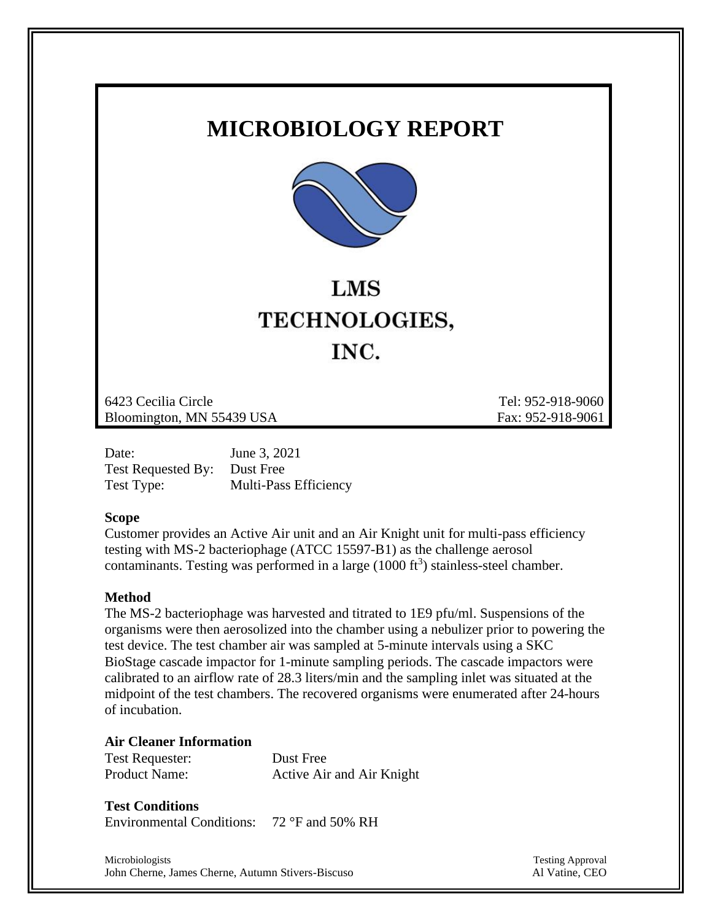# MICROBIOLOGY REPORT

## LMS TECHNOLOGIES, INC.

6423 Cecilia Circle
Bloomington, MN 55439 USA

Tel: 952-918-9060
Fax: 952-918-9061

Date: June 3, 2021
Test Requested By: Dust Free
Test Type: Multi-Pass Efficiency

**Scope**

Customer provides an Active Air unit and an Air Knight unit for multi-pass efficiency testing with MS-2 bacteriophage (ATCC 15597-B1) as the challenge aerosol contaminants. Testing was performed in a large (1000 $ft^3$) stainless-steel chamber.

**Method**

The MS-2 bacteriophage was harvested and titrated to 1E9 pfu/ml. Suspensions of the organisms were then aerosolized into the chamber using a nebulizer prior to powering the test device. The test chamber air was sampled at 5-minute intervals using a SKC BioStage cascade impactor for 1-minute sampling periods. The cascade impactors were calibrated to an airflow rate of 28.3 liters/min and the sampling inlet was situated at the midpoint of the test chambers. The recovered organisms were enumerated after 24-hours of incubation.

**Air Cleaner Information**

Test Requester: Dust Free
Product Name: Active Air and Air Knight

**Test Conditions**

Environmental Conditions: 72 °F and 50% RH

Microbiologists
John Cherne, James Cherne, Autumn Stivers-Biscuso

Testing Approval
Al Vatine, CEO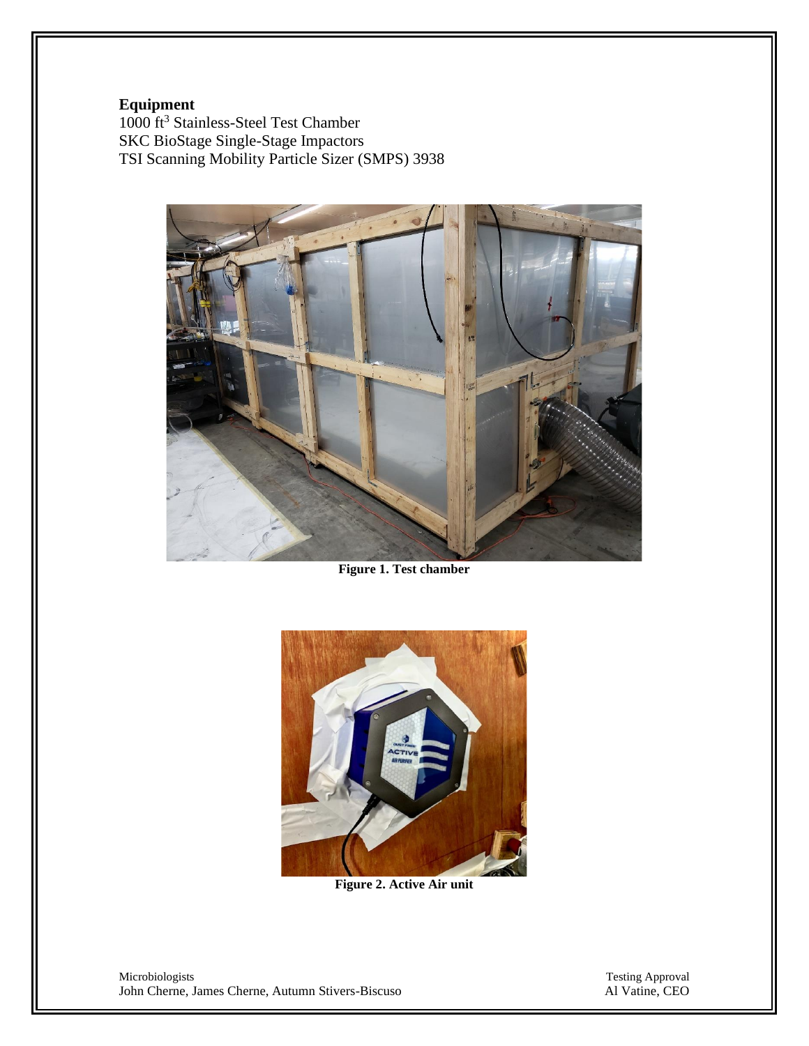**Equipment**

$1000\ ft^3$ Stainless-Steel Test Chamber
SKC BioStage Single-Stage Impactors
TSI Scanning Mobility Particle Sizer (SMPS) 3938

**Figure 1. Test chamber**

**Figure 2. Active Air unit**

Microbiologists
John Cherne, James Cherne, Autumn Stivers-Biscuso

Testing Approval
Al Vatine, CEO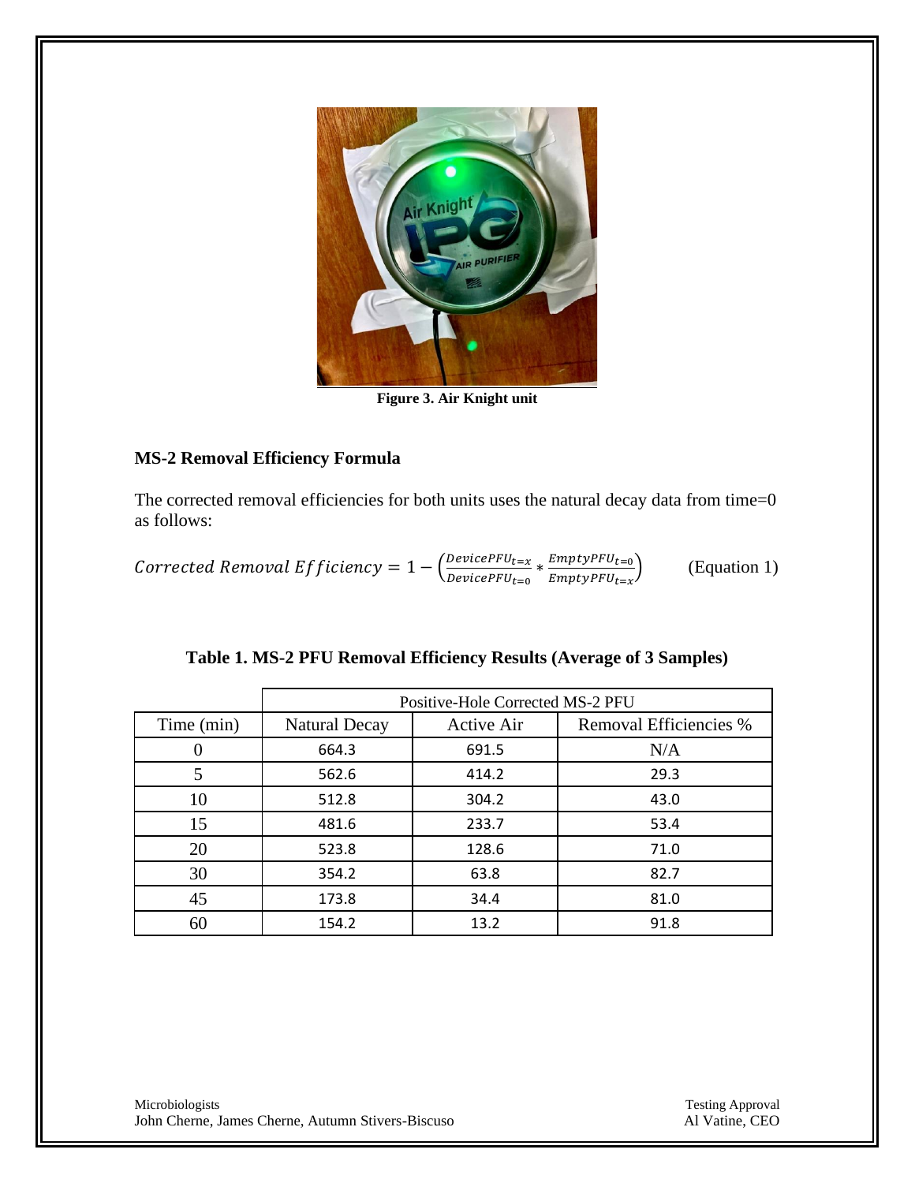Figure 3. Air Knight unit

## MS-2 Removal Efficiency Formula

The corrected removal efficiencies for both units uses the natural decay data from time=0 as follows:

$$Corrected\ Removal\ Efficiency = 1 - \left(\frac{DevicePFU_{t=x}}{DevicePFU_{t=0}} * \frac{EmptyPFU_{t=0}}{EmptyPFU_{t=x}}\right) \qquad \text{(Equation 1)}$$

**Table 1. MS-2 PFU Removal Efficiency Results (Average of 3 Samples)**

| | Positive-Hole Corrected MS-2 PFU | | |
|---|---|---|---|
| Time (min) | Natural Decay | Active Air | Removal Efficiencies % |
| 0 | 664.3 | 691.5 | N/A |
| 5 | 562.6 | 414.2 | 29.3 |
| 10 | 512.8 | 304.2 | 43.0 |
| 15 | 481.6 | 233.7 | 53.4 |
| 20 | 523.8 | 128.6 | 71.0 |
| 30 | 354.2 | 63.8 | 82.7 |
| 45 | 173.8 | 34.4 | 81.0 |
| 60 | 154.2 | 13.2 | 91.8 |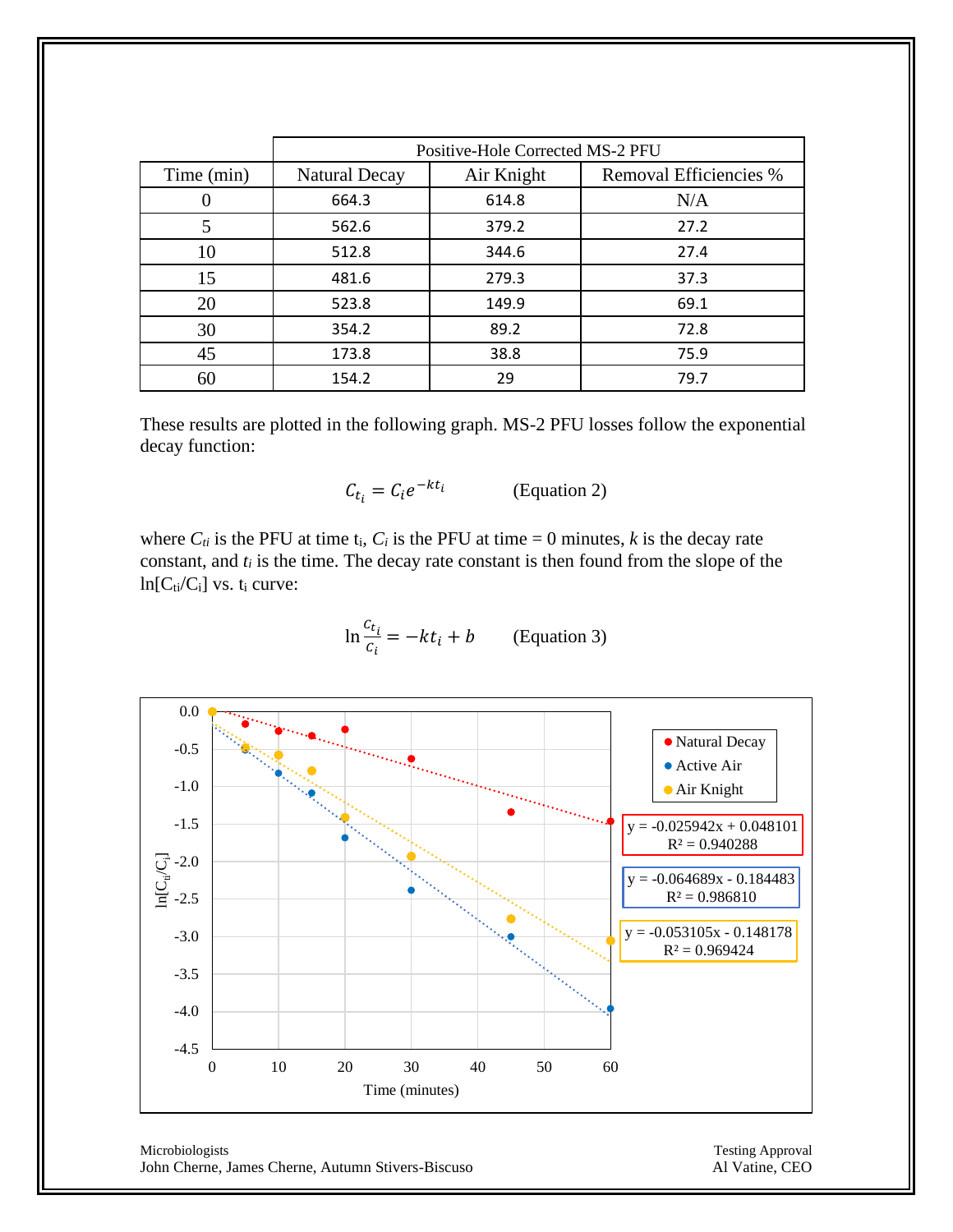| | Positive-Hole Corrected MS-2 PFU | | |
|---|---|---|---|
| Time (min) | Natural Decay | Air Knight | Removal Efficiencies % |
| 0 | 664.3 | 614.8 | N/A |
| 5 | 562.6 | 379.2 | 27.2 |
| 10 | 512.8 | 344.6 | 27.4 |
| 15 | 481.6 | 279.3 | 37.3 |
| 20 | 523.8 | 149.9 | 69.1 |
| 30 | 354.2 | 89.2 | 72.8 |
| 45 | 173.8 | 38.8 | 75.9 |
| 60 | 154.2 | 29 | 79.7 |

These results are plotted in the following graph. MS-2 PFU losses follow the exponential decay function:

$$C_{t_i} = C_i e^{-kt_i} \qquad \text{(Equation 2)}$$

where $C_{ti}$ is the PFU at time $t_i$, $C_i$ is the PFU at time = 0 minutes, $k$ is the decay rate constant, and $t_i$ is the time. The decay rate constant is then found from the slope of the $\ln[C_{ti}/C_i]$ vs. $t_i$ curve:

$$\ln \frac{C_{t_i}}{C_i} = -kt_i + b \qquad \text{(Equation 3)}$$

Legend: Natural Decay, Active Air, Air Knight

Natural Decay: $y = -0.025942x + 0.048101$, $R^2 = 0.940288$

Active Air: $y = -0.064689x - 0.184483$, $R^2 = 0.986810$

Air Knight: $y = -0.053105x - 0.148178$, $R^2 = 0.969424$

Y-axis: $\ln[C_{ti}/C_i]$; X-axis: Time (minutes)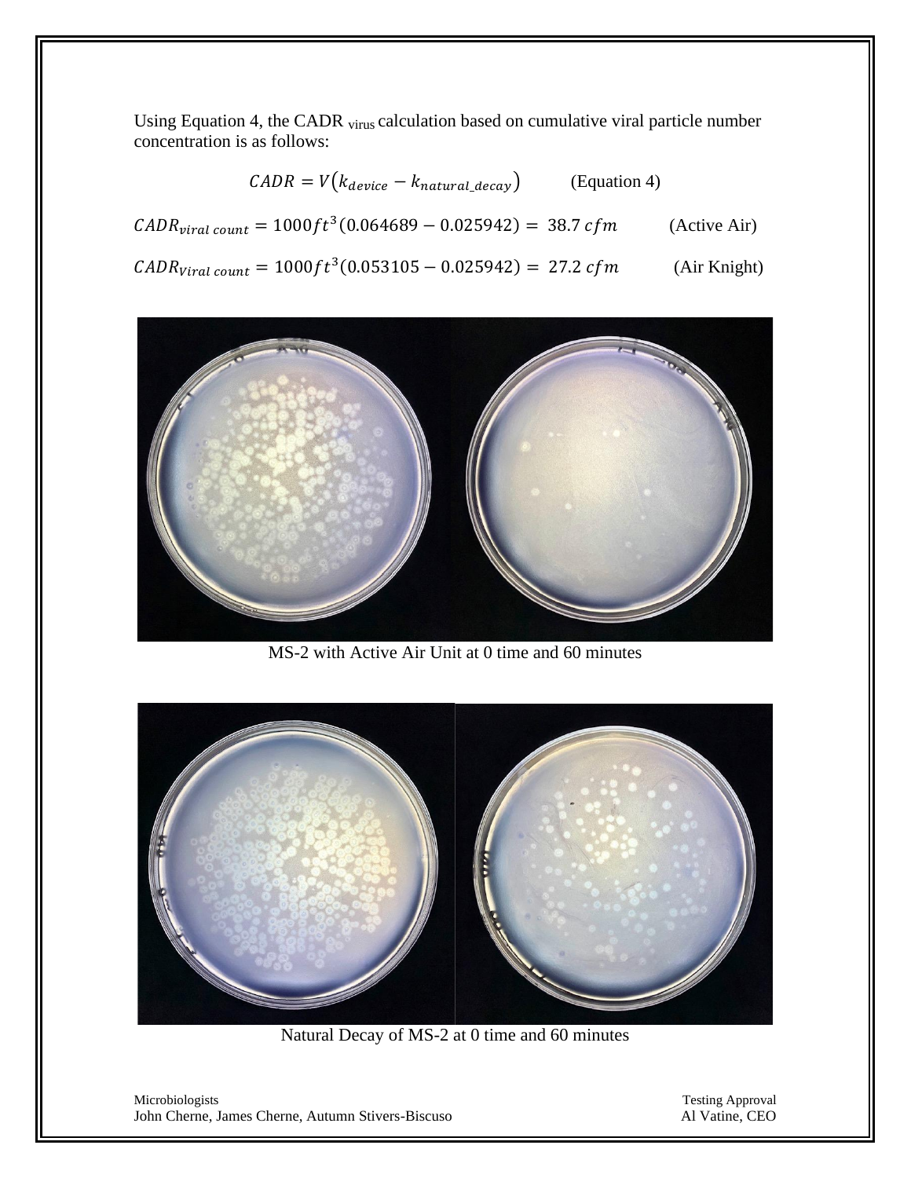Using Equation 4, the CADR $_{virus}$ calculation based on cumulative viral particle number concentration is as follows:

$$CADR = V\left(k_{device} - k_{natural\_decay}\right) \qquad \text{(Equation 4)}$$

$$CADR_{viral\ count} = 1000ft^3(0.064689 - 0.025942) = 38.7\ cfm \qquad \text{(Active Air)}$$

$$CADR_{Viral\ count} = 1000ft^3(0.053105 - 0.025942) = 27.2\ cfm \qquad \text{(Air Knight)}$$

MS-2 with Active Air Unit at 0 time and 60 minutes

Natural Decay of MS-2 at 0 time and 60 minutes

Microbiologists
John Cherne, James Cherne, Autumn Stivers-Biscuso

Testing Approval
Al Vatine, CEO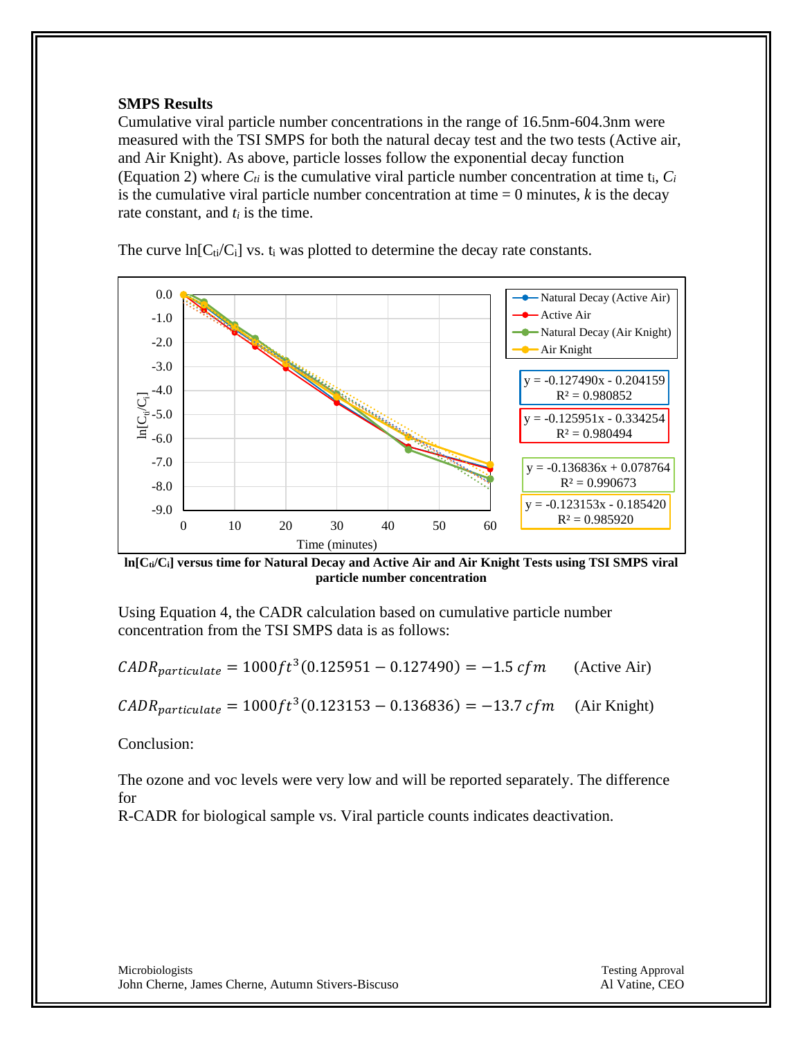**SMPS Results**

Cumulative viral particle number concentrations in the range of 16.5nm-604.3nm were measured with the TSI SMPS for both the natural decay test and the two tests (Active air, and Air Knight). As above, particle losses follow the exponential decay function (Equation 2) where $C_{ti}$ is the cumulative viral particle number concentration at time $t_i$, $C_i$ is the cumulative viral particle number concentration at time = 0 minutes, $k$ is the decay rate constant, and $t_i$ is the time.

The curve $\ln[C_{ti}/C_i]$ vs. $t_i$ was plotted to determine the decay rate constants.

0.0
-1.0
-2.0
-3.0
-4.0
-5.0
-6.0
-7.0
-8.0
-9.0

0
10
20
30
40
50
60

$\ln[C_{ti}/C_i]$

Time (minutes)

Natural Decay (Active Air)
Active Air
Natural Decay (Air Knight)
Air Knight

y = -0.127490x - 0.204159
$R^2$ = 0.980852

y = -0.125951x - 0.334254
$R^2$ = 0.980494

y = -0.136836x + 0.078764
$R^2$ = 0.990673

y = -0.123153x - 0.185420
$R^2$ = 0.985920

**$\ln[C_{ti}/C_i]$ versus time for Natural Decay and Active Air and Air Knight Tests using TSI SMPS viral particle number concentration**

Using Equation 4, the CADR calculation based on cumulative particle number concentration from the TSI SMPS data is as follows:

$$CADR_{particulate} = 1000ft^3(0.125951 - 0.127490) = -1.5\ cfm \qquad \text{(Active Air)}$$

$$CADR_{particulate} = 1000ft^3(0.123153 - 0.136836) = -13.7\ cfm \qquad \text{(Air Knight)}$$

Conclusion:

The ozone and voc levels were very low and will be reported separately. The difference for
R-CADR for biological sample vs. Viral particle counts indicates deactivation.

Microbiologists
John Cherne, James Cherne, Autumn Stivers-Biscuso

Testing Approval
Al Vatine, CEO